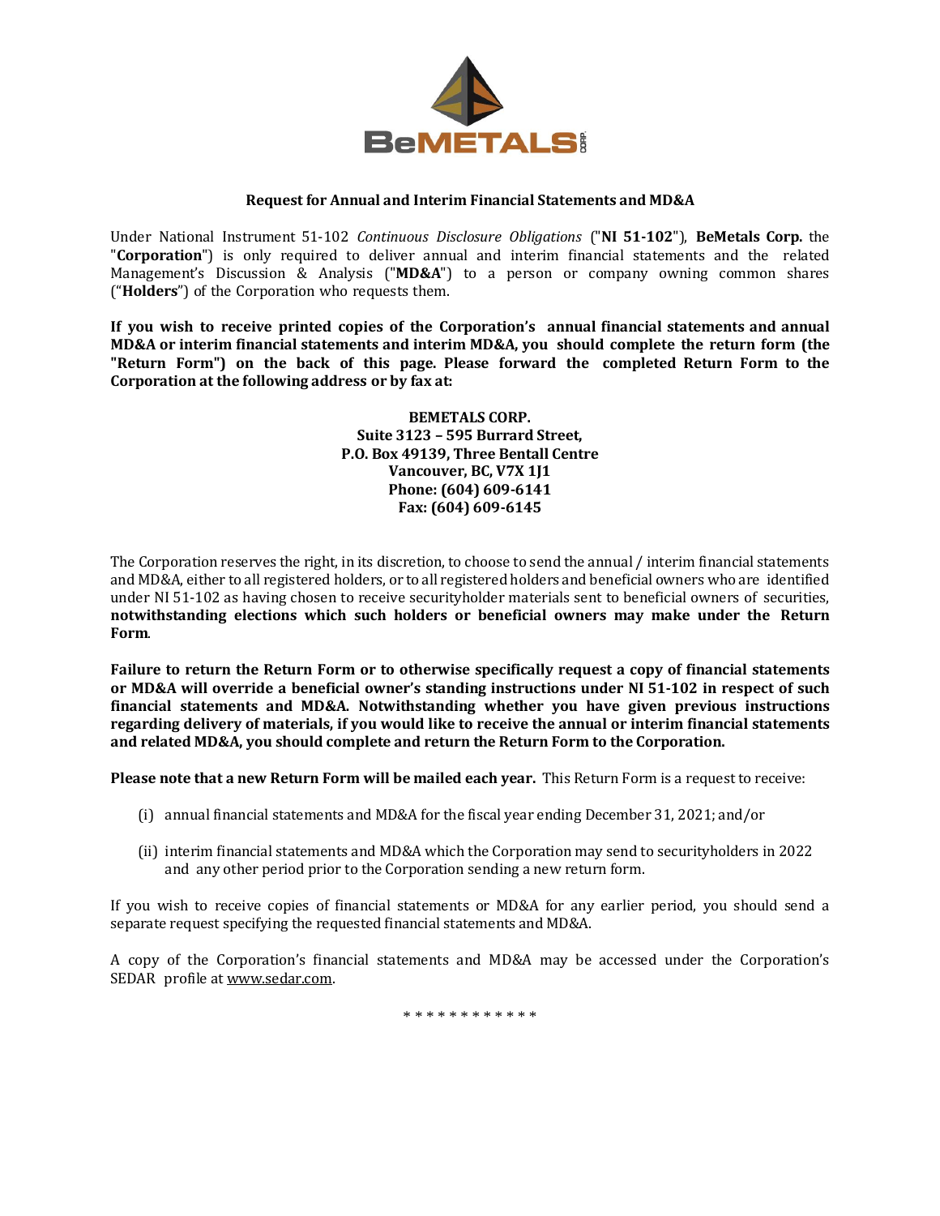**BeMETALS CORP.**

## Request for Annual and Interim Financial Statements and MD&A

Under National Instrument 51-102 *Continuous Disclosure Obligations* ("**NI 51-102**"), **BeMetals Corp.** the "**Corporation**") is only required to deliver annual and interim financial statements and the related Management's Discussion & Analysis ("**MD&A**") to a person or company owning common shares ("**Holders**") of the Corporation who requests them.

**If you wish to receive printed copies of the Corporation's annual financial statements and annual MD&A or interim financial statements and interim MD&A, you should complete the return form (the "Return Form") on the back of this page. Please forward the completed Return Form to the Corporation at the following address or by fax at:**

**BEMETALS CORP.**
**Suite 3123 – 595 Burrard Street,**
**P.O. Box 49139, Three Bentall Centre**
**Vancouver, BC, V7X 1J1**
**Phone: (604) 609-6141**
**Fax: (604) 609-6145**

The Corporation reserves the right, in its discretion, to choose to send the annual / interim financial statements and MD&A, either to all registered holders, or to all registered holders and beneficial owners who are identified under NI 51-102 as having chosen to receive securityholder materials sent to beneficial owners of securities, **notwithstanding elections which such holders or beneficial owners may make under the Return Form**.

**Failure to return the Return Form or to otherwise specifically request a copy of financial statements or MD&A will override a beneficial owner's standing instructions under NI 51-102 in respect of such financial statements and MD&A. Notwithstanding whether you have given previous instructions regarding delivery of materials, if you would like to receive the annual or interim financial statements and related MD&A, you should complete and return the Return Form to the Corporation.**

**Please note that a new Return Form will be mailed each year.** This Return Form is a request to receive:

(i) annual financial statements and MD&A for the fiscal year ending December 31, 2021; and/or

(ii) interim financial statements and MD&A which the Corporation may send to securityholders in 2022 and any other period prior to the Corporation sending a new return form.

If you wish to receive copies of financial statements or MD&A for any earlier period, you should send a separate request specifying the requested financial statements and MD&A.

A copy of the Corporation's financial statements and MD&A may be accessed under the Corporation's SEDAR profile at www.sedar.com.

\* \* \* \* \* \* \* \* \* \* \* \*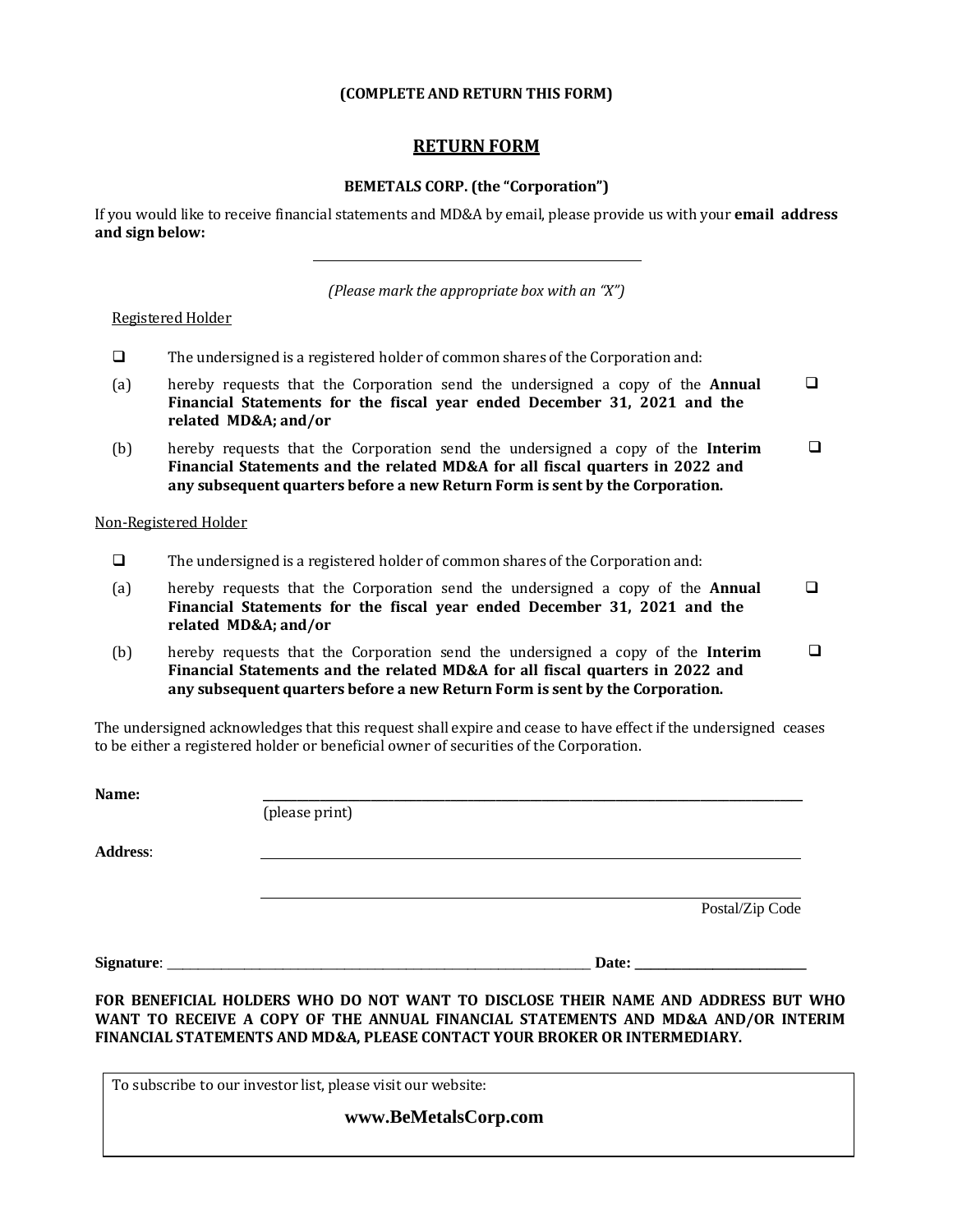**(COMPLETE AND RETURN THIS FORM)**

# RETURN FORM

**BEMETALS CORP. (the "Corporation")**

If you would like to receive financial statements and MD&A by email, please provide us with your **email address and sign below:**

\_\_\_\_\_\_\_\_\_\_\_\_\_\_\_\_\_\_\_\_\_\_\_\_\_\_\_\_\_\_\_\_\_\_\_\_\_\_\_\_\_\_\_\_

*(Please mark the appropriate box with an "X")*

Registered Holder

❑ The undersigned is a registered holder of common shares of the Corporation and:

(a) hereby requests that the Corporation send the undersigned a copy of the **Annual Financial Statements for the fiscal year ended December 31, 2021 and the related MD&A; and/or** ❑

(b) hereby requests that the Corporation send the undersigned a copy of the **Interim Financial Statements and the related MD&A for all fiscal quarters in 2022 and any subsequent quarters before a new Return Form is sent by the Corporation.** ❑

Non-Registered Holder

❑ The undersigned is a registered holder of common shares of the Corporation and:

(a) hereby requests that the Corporation send the undersigned a copy of the **Annual Financial Statements for the fiscal year ended December 31, 2021 and the related MD&A; and/or** ❑

(b) hereby requests that the Corporation send the undersigned a copy of the **Interim Financial Statements and the related MD&A for all fiscal quarters in 2022 and any subsequent quarters before a new Return Form is sent by the Corporation.** ❑

The undersigned acknowledges that this request shall expire and cease to have effect if the undersigned ceases to be either a registered holder or beneficial owner of securities of the Corporation.

**Name:** \_\_\_\_\_\_\_\_\_\_\_\_\_\_\_\_\_\_\_\_\_\_\_\_\_\_\_\_\_\_\_\_\_\_\_\_\_\_\_\_
(please print)

**Address**: \_\_\_\_\_\_\_\_\_\_\_\_\_\_\_\_\_\_\_\_\_\_\_\_\_\_\_\_\_\_\_\_\_\_\_\_\_\_\_\_

\_\_\_\_\_\_\_\_\_\_\_\_\_\_\_\_\_\_\_\_\_\_\_\_\_\_\_\_\_\_\_\_\_\_\_\_\_\_\_\_
Postal/Zip Code

**Signature**: \_\_\_\_\_\_\_\_\_\_\_\_\_\_\_\_\_\_\_\_\_\_\_\_\_\_\_\_\_\_ **Date:** \_\_\_\_\_\_\_\_\_\_\_\_\_\_\_\_

**FOR BENEFICIAL HOLDERS WHO DO NOT WANT TO DISCLOSE THEIR NAME AND ADDRESS BUT WHO WANT TO RECEIVE A COPY OF THE ANNUAL FINANCIAL STATEMENTS AND MD&A AND/OR INTERIM FINANCIAL STATEMENTS AND MD&A, PLEASE CONTACT YOUR BROKER OR INTERMEDIARY.**

To subscribe to our investor list, please visit our website:

**www.BeMetalsCorp.com**